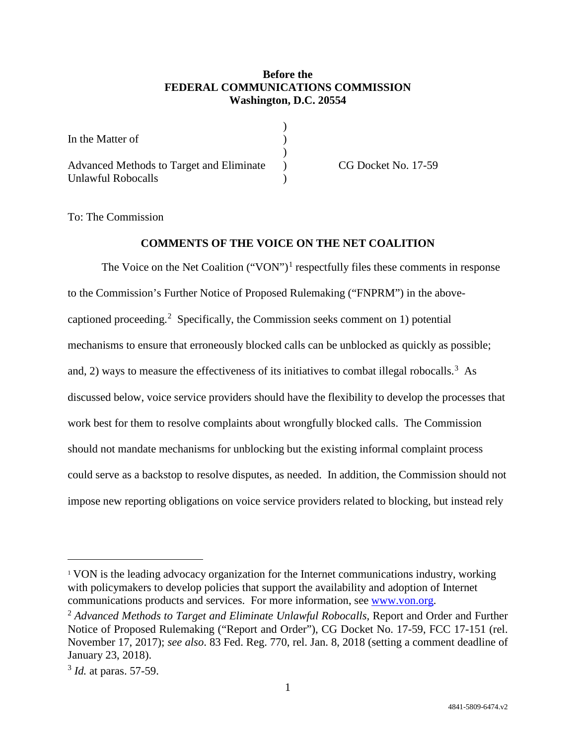**Before the**
**FEDERAL COMMUNICATIONS COMMISSION**
**Washington, D.C. 20554**

| | | |
|---|---|---|
| In the Matter of | ) | |
| | ) | |
| Advanced Methods to Target and Eliminate Unlawful Robocalls | ) | CG Docket No. 17-59 |

To: The Commission

## COMMENTS OF THE VOICE ON THE NET COALITION

The Voice on the Net Coalition ("VON")[1] respectfully files these comments in response to the Commission's Further Notice of Proposed Rulemaking ("FNPRM") in the above-captioned proceeding.[2] Specifically, the Commission seeks comment on 1) potential mechanisms to ensure that erroneously blocked calls can be unblocked as quickly as possible; and, 2) ways to measure the effectiveness of its initiatives to combat illegal robocalls.[3] As discussed below, voice service providers should have the flexibility to develop the processes that work best for them to resolve complaints about wrongfully blocked calls. The Commission should not mandate mechanisms for unblocking but the existing informal complaint process could serve as a backstop to resolve disputes, as needed. In addition, the Commission should not impose new reporting obligations on voice service providers related to blocking, but instead rely

---

[1] VON is the leading advocacy organization for the Internet communications industry, working with policymakers to develop policies that support the availability and adoption of Internet communications products and services. For more information, see www.von.org.

[2] *Advanced Methods to Target and Eliminate Unlawful Robocalls*, Report and Order and Further Notice of Proposed Rulemaking ("Report and Order"), CG Docket No. 17-59, FCC 17-151 (rel. November 17, 2017); *see also*. 83 Fed. Reg. 770, rel. Jan. 8, 2018 (setting a comment deadline of January 23, 2018).

[3] *Id.* at paras. 57-59.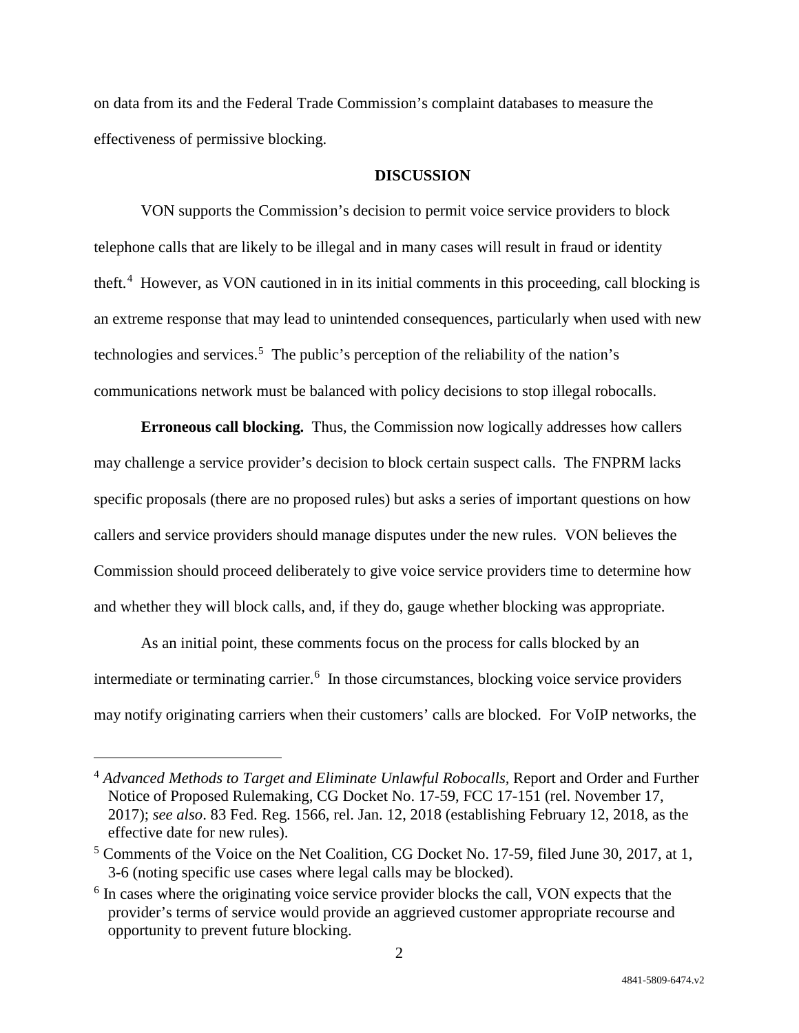on data from its and the Federal Trade Commission's complaint databases to measure the effectiveness of permissive blocking.

## DISCUSSION

VON supports the Commission's decision to permit voice service providers to block telephone calls that are likely to be illegal and in many cases will result in fraud or identity theft.[4] However, as VON cautioned in in its initial comments in this proceeding, call blocking is an extreme response that may lead to unintended consequences, particularly when used with new technologies and services.[5] The public's perception of the reliability of the nation's communications network must be balanced with policy decisions to stop illegal robocalls.

**Erroneous call blocking.** Thus, the Commission now logically addresses how callers may challenge a service provider's decision to block certain suspect calls. The FNPRM lacks specific proposals (there are no proposed rules) but asks a series of important questions on how callers and service providers should manage disputes under the new rules. VON believes the Commission should proceed deliberately to give voice service providers time to determine how and whether they will block calls, and, if they do, gauge whether blocking was appropriate.

As an initial point, these comments focus on the process for calls blocked by an intermediate or terminating carrier.[6] In those circumstances, blocking voice service providers may notify originating carriers when their customers' calls are blocked. For VoIP networks, the

---

[4] *Advanced Methods to Target and Eliminate Unlawful Robocalls*, Report and Order and Further Notice of Proposed Rulemaking, CG Docket No. 17-59, FCC 17-151 (rel. November 17, 2017); *see also*. 83 Fed. Reg. 1566, rel. Jan. 12, 2018 (establishing February 12, 2018, as the effective date for new rules).

[5] Comments of the Voice on the Net Coalition, CG Docket No. 17-59, filed June 30, 2017, at 1, 3-6 (noting specific use cases where legal calls may be blocked).

[6] In cases where the originating voice service provider blocks the call, VON expects that the provider's terms of service would provide an aggrieved customer appropriate recourse and opportunity to prevent future blocking.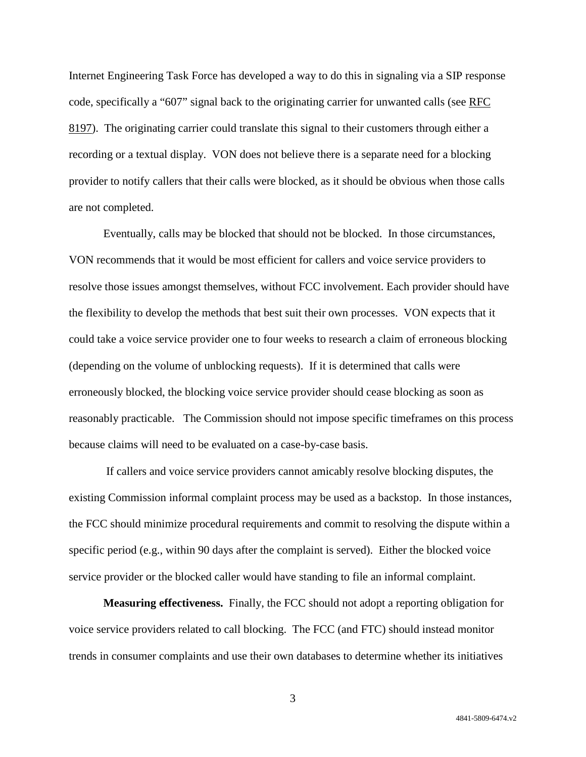Internet Engineering Task Force has developed a way to do this in signaling via a SIP response code, specifically a "607" signal back to the originating carrier for unwanted calls (see RFC 8197). The originating carrier could translate this signal to their customers through either a recording or a textual display. VON does not believe there is a separate need for a blocking provider to notify callers that their calls were blocked, as it should be obvious when those calls are not completed.

Eventually, calls may be blocked that should not be blocked. In those circumstances, VON recommends that it would be most efficient for callers and voice service providers to resolve those issues amongst themselves, without FCC involvement. Each provider should have the flexibility to develop the methods that best suit their own processes. VON expects that it could take a voice service provider one to four weeks to research a claim of erroneous blocking (depending on the volume of unblocking requests). If it is determined that calls were erroneously blocked, the blocking voice service provider should cease blocking as soon as reasonably practicable. The Commission should not impose specific timeframes on this process because claims will need to be evaluated on a case-by-case basis.

If callers and voice service providers cannot amicably resolve blocking disputes, the existing Commission informal complaint process may be used as a backstop. In those instances, the FCC should minimize procedural requirements and commit to resolving the dispute within a specific period (e.g., within 90 days after the complaint is served). Either the blocked voice service provider or the blocked caller would have standing to file an informal complaint.

**Measuring effectiveness.** Finally, the FCC should not adopt a reporting obligation for voice service providers related to call blocking. The FCC (and FTC) should instead monitor trends in consumer complaints and use their own databases to determine whether its initiatives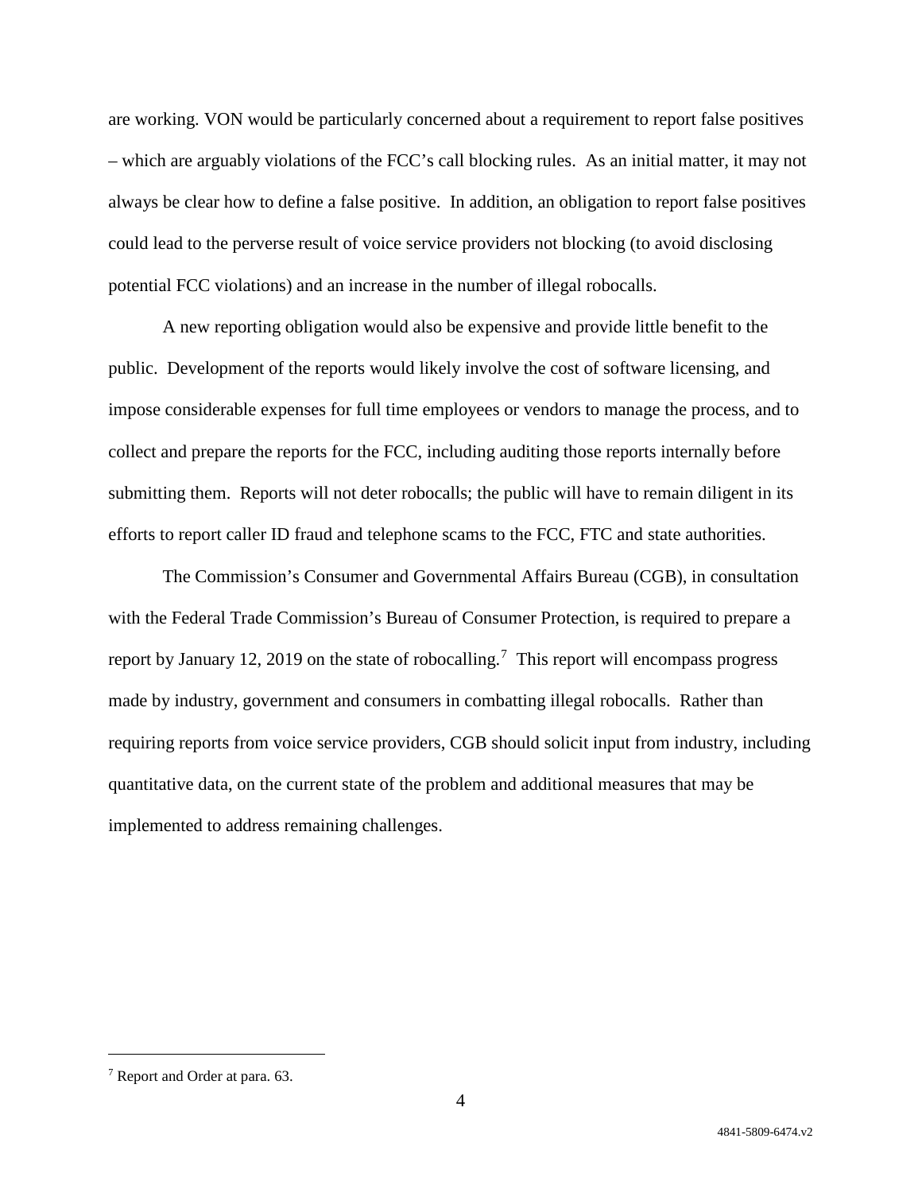are working. VON would be particularly concerned about a requirement to report false positives – which are arguably violations of the FCC's call blocking rules. As an initial matter, it may not always be clear how to define a false positive. In addition, an obligation to report false positives could lead to the perverse result of voice service providers not blocking (to avoid disclosing potential FCC violations) and an increase in the number of illegal robocalls.

A new reporting obligation would also be expensive and provide little benefit to the public. Development of the reports would likely involve the cost of software licensing, and impose considerable expenses for full time employees or vendors to manage the process, and to collect and prepare the reports for the FCC, including auditing those reports internally before submitting them. Reports will not deter robocalls; the public will have to remain diligent in its efforts to report caller ID fraud and telephone scams to the FCC, FTC and state authorities.

The Commission's Consumer and Governmental Affairs Bureau (CGB), in consultation with the Federal Trade Commission's Bureau of Consumer Protection, is required to prepare a report by January 12, 2019 on the state of robocalling.[7] This report will encompass progress made by industry, government and consumers in combatting illegal robocalls. Rather than requiring reports from voice service providers, CGB should solicit input from industry, including quantitative data, on the current state of the problem and additional measures that may be implemented to address remaining challenges.

---

[7] Report and Order at para. 63.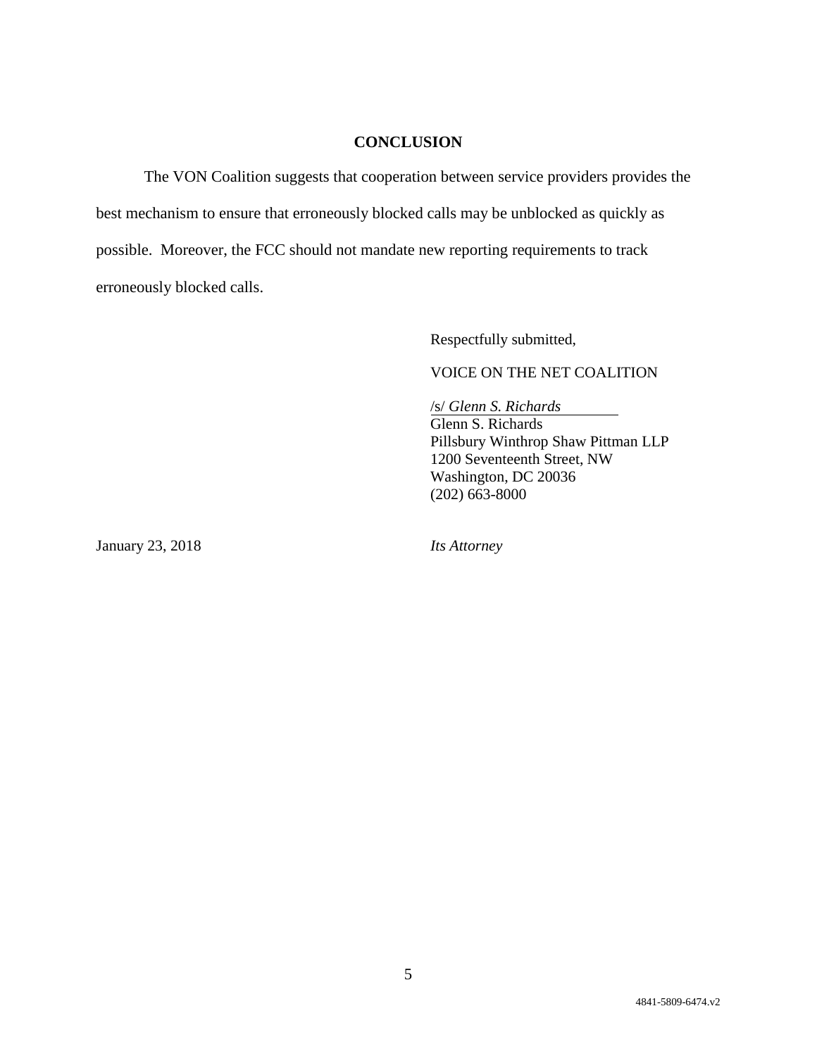## CONCLUSION

The VON Coalition suggests that cooperation between service providers provides the best mechanism to ensure that erroneously blocked calls may be unblocked as quickly as possible. Moreover, the FCC should not mandate new reporting requirements to track erroneously blocked calls.

Respectfully submitted,

VOICE ON THE NET COALITION

/s/ *Glenn S. Richards*
Glenn S. Richards
Pillsbury Winthrop Shaw Pittman LLP
1200 Seventeenth Street, NW
Washington, DC 20036
(202) 663-8000

January 23, 2018

*Its Attorney*

4841-5809-6474.v2